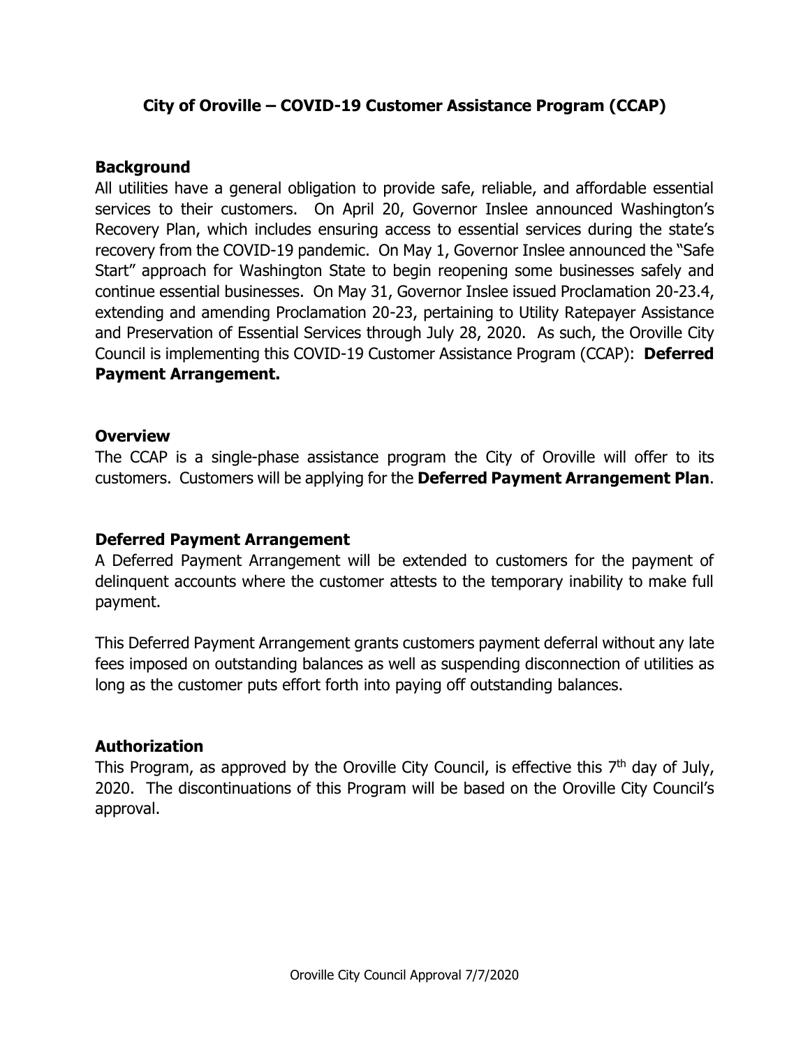# City of Oroville – COVID-19 Customer Assistance Program (CCAP)

## Background

All utilities have a general obligation to provide safe, reliable, and affordable essential services to their customers. On April 20, Governor Inslee announced Washington's Recovery Plan, which includes ensuring access to essential services during the state's recovery from the COVID-19 pandemic. On May 1, Governor Inslee announced the "Safe Start" approach for Washington State to begin reopening some businesses safely and continue essential businesses. On May 31, Governor Inslee issued Proclamation 20-23.4, extending and amending Proclamation 20-23, pertaining to Utility Ratepayer Assistance and Preservation of Essential Services through July 28, 2020. As such, the Oroville City Council is implementing this COVID-19 Customer Assistance Program (CCAP): **Deferred Payment Arrangement.**

## Overview

The CCAP is a single-phase assistance program the City of Oroville will offer to its customers. Customers will be applying for the **Deferred Payment Arrangement Plan**.

## Deferred Payment Arrangement

A Deferred Payment Arrangement will be extended to customers for the payment of delinquent accounts where the customer attests to the temporary inability to make full payment.

This Deferred Payment Arrangement grants customers payment deferral without any late fees imposed on outstanding balances as well as suspending disconnection of utilities as long as the customer puts effort forth into paying off outstanding balances.

## Authorization

This Program, as approved by the Oroville City Council, is effective this 7th day of July, 2020. The discontinuations of this Program will be based on the Oroville City Council's approval.

Oroville City Council Approval 7/7/2020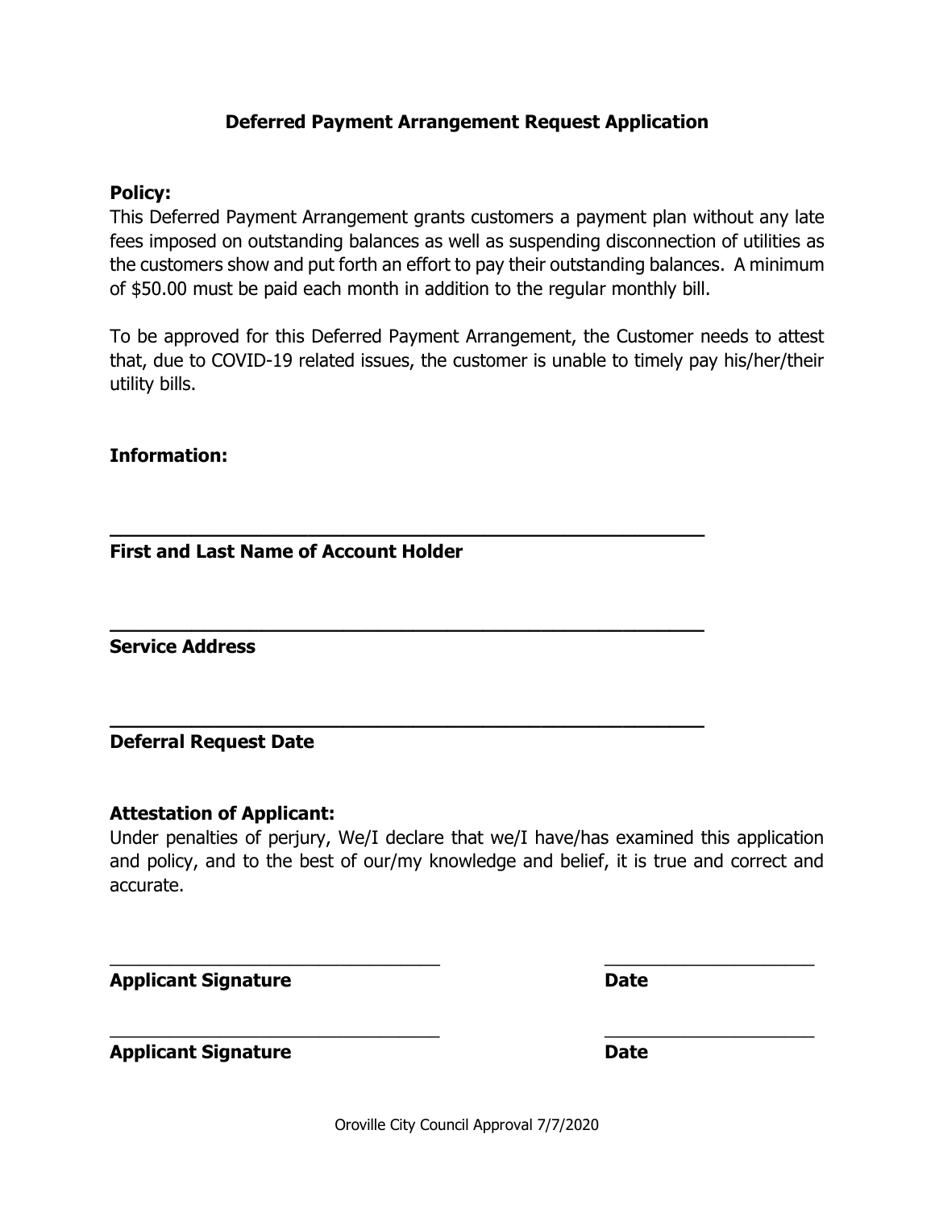# Deferred Payment Arrangement Request Application

**Policy:**

This Deferred Payment Arrangement grants customers a payment plan without any late fees imposed on outstanding balances as well as suspending disconnection of utilities as the customers show and put forth an effort to pay their outstanding balances. A minimum of $50.00 must be paid each month in addition to the regular monthly bill.

To be approved for this Deferred Payment Arrangement, the Customer needs to attest that, due to COVID-19 related issues, the customer is unable to timely pay his/her/their utility bills.

**Information:**

______________________________________________________

**First and Last Name of Account Holder**

______________________________________________________

**Service Address**

______________________________________________________

**Deferral Request Date**

**Attestation of Applicant:**

Under penalties of perjury, We/I declare that we/I have/has examined this application and policy, and to the best of our/my knowledge and belief, it is true and correct and accurate.

______________________________ ____________________

**Applicant Signature** **Date**

______________________________ ____________________

**Applicant Signature** **Date**

Oroville City Council Approval 7/7/2020